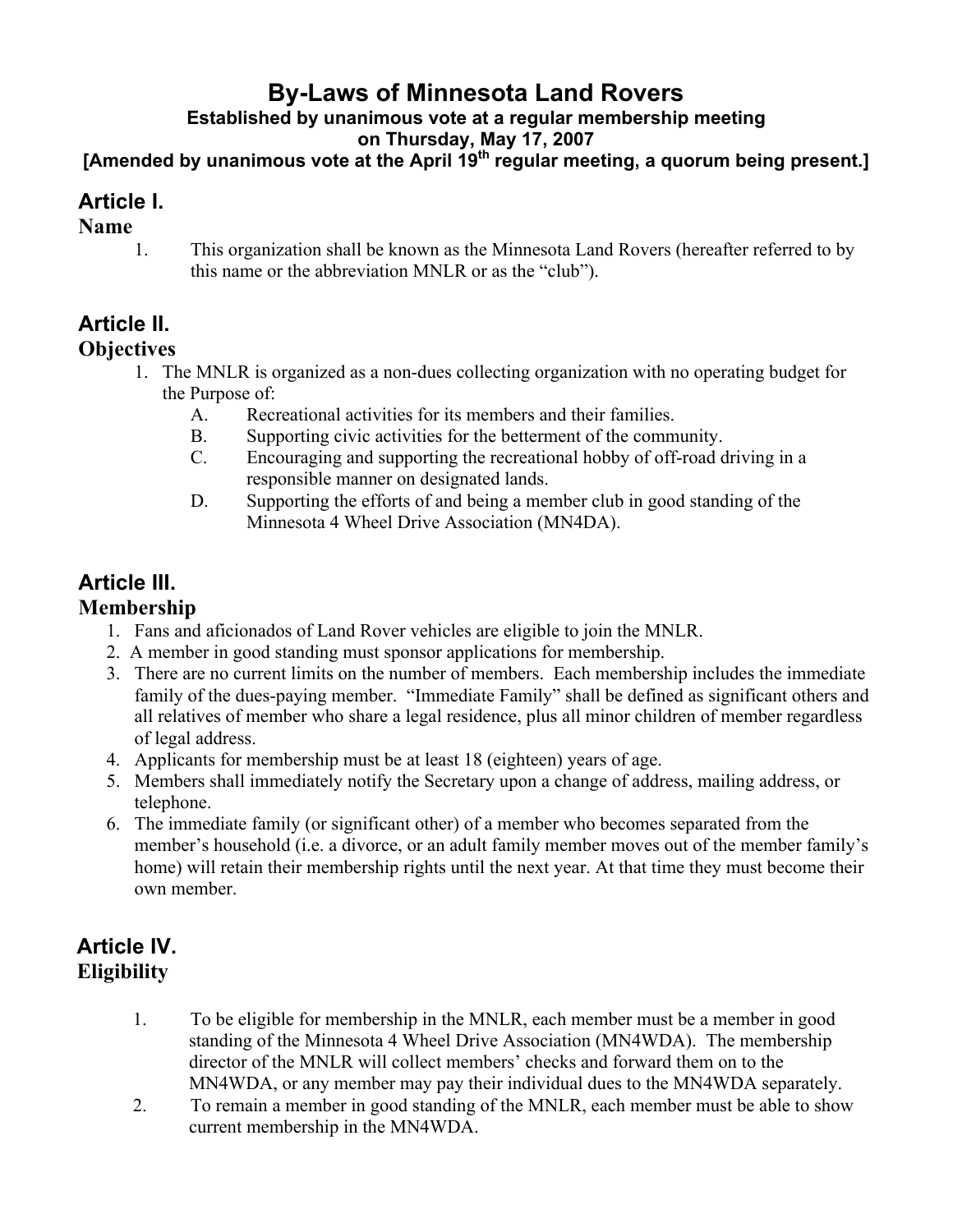# By-Laws of Minnesota Land Rovers

**Established by unanimous vote at a regular membership meeting on Thursday, May 17, 2007**

**[Amended by unanimous vote at the April 19th regular meeting, a quorum being present.]**

## Article I.

### Name

1. This organization shall be known as the Minnesota Land Rovers (hereafter referred to by this name or the abbreviation MNLR or as the "club").

## Article II.

### Objectives

1. The MNLR is organized as a non-dues collecting organization with no operating budget for the Purpose of:
   - A. Recreational activities for its members and their families.
   - B. Supporting civic activities for the betterment of the community.
   - C. Encouraging and supporting the recreational hobby of off-road driving in a responsible manner on designated lands.
   - D. Supporting the efforts of and being a member club in good standing of the Minnesota 4 Wheel Drive Association (MN4DA).

## Article III.

### Membership

1. Fans and aficionados of Land Rover vehicles are eligible to join the MNLR.
2. A member in good standing must sponsor applications for membership.
3. There are no current limits on the number of members. Each membership includes the immediate family of the dues-paying member. "Immediate Family" shall be defined as significant others and all relatives of member who share a legal residence, plus all minor children of member regardless of legal address.
4. Applicants for membership must be at least 18 (eighteen) years of age.
5. Members shall immediately notify the Secretary upon a change of address, mailing address, or telephone.
6. The immediate family (or significant other) of a member who becomes separated from the member's household (i.e. a divorce, or an adult family member moves out of the member family's home) will retain their membership rights until the next year. At that time they must become their own member.

## Article IV.

### Eligibility

1. To be eligible for membership in the MNLR, each member must be a member in good standing of the Minnesota 4 Wheel Drive Association (MN4WDA). The membership director of the MNLR will collect members' checks and forward them on to the MN4WDA, or any member may pay their individual dues to the MN4WDA separately.
2. To remain a member in good standing of the MNLR, each member must be able to show current membership in the MN4WDA.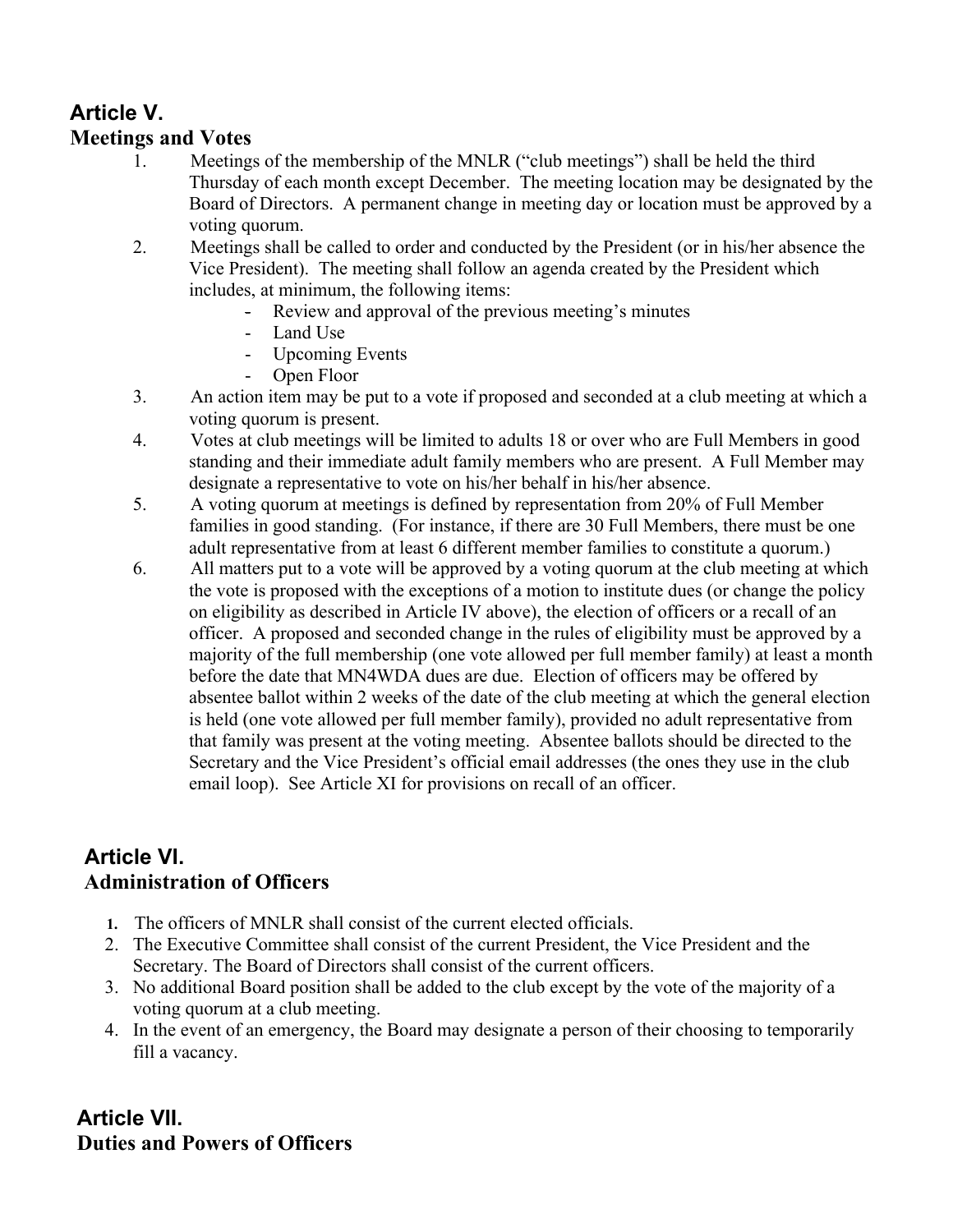## Article V.
## Meetings and Votes

1. Meetings of the membership of the MNLR ("club meetings") shall be held the third Thursday of each month except December. The meeting location may be designated by the Board of Directors. A permanent change in meeting day or location must be approved by a voting quorum.
2. Meetings shall be called to order and conducted by the President (or in his/her absence the Vice President). The meeting shall follow an agenda created by the President which includes, at minimum, the following items:
   - Review and approval of the previous meeting's minutes
   - Land Use
   - Upcoming Events
   - Open Floor
3. An action item may be put to a vote if proposed and seconded at a club meeting at which a voting quorum is present.
4. Votes at club meetings will be limited to adults 18 or over who are Full Members in good standing and their immediate adult family members who are present. A Full Member may designate a representative to vote on his/her behalf in his/her absence.
5. A voting quorum at meetings is defined by representation from 20% of Full Member families in good standing. (For instance, if there are 30 Full Members, there must be one adult representative from at least 6 different member families to constitute a quorum.)
6. All matters put to a vote will be approved by a voting quorum at the club meeting at which the vote is proposed with the exceptions of a motion to institute dues (or change the policy on eligibility as described in Article IV above), the election of officers or a recall of an officer. A proposed and seconded change in the rules of eligibility must be approved by a majority of the full membership (one vote allowed per full member family) at least a month before the date that MN4WDA dues are due. Election of officers may be offered by absentee ballot within 2 weeks of the date of the club meeting at which the general election is held (one vote allowed per full member family), provided no adult representative from that family was present at the voting meeting. Absentee ballots should be directed to the Secretary and the Vice President's official email addresses (the ones they use in the club email loop). See Article XI for provisions on recall of an officer.

## Article VI.
## Administration of Officers

1. The officers of MNLR shall consist of the current elected officials.
2. The Executive Committee shall consist of the current President, the Vice President and the Secretary. The Board of Directors shall consist of the current officers.
3. No additional Board position shall be added to the club except by the vote of the majority of a voting quorum at a club meeting.
4. In the event of an emergency, the Board may designate a person of their choosing to temporarily fill a vacancy.

## Article VII.
## Duties and Powers of Officers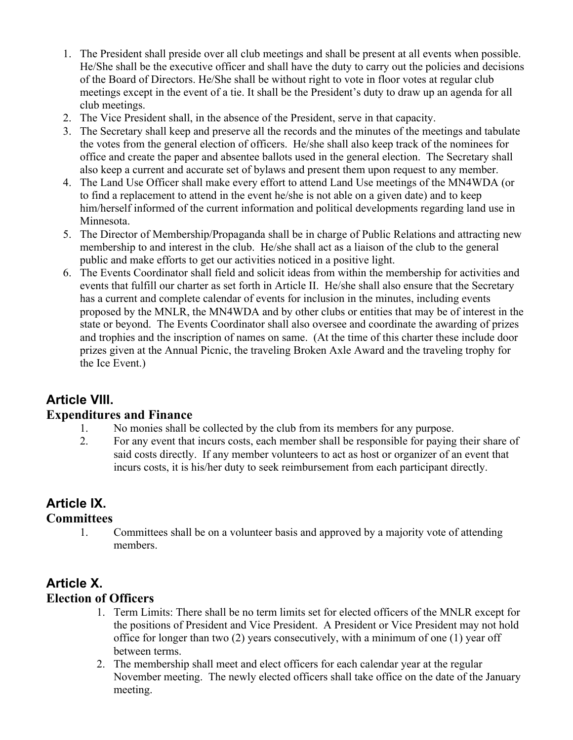1. The President shall preside over all club meetings and shall be present at all events when possible. He/She shall be the executive officer and shall have the duty to carry out the policies and decisions of the Board of Directors. He/She shall be without right to vote in floor votes at regular club meetings except in the event of a tie. It shall be the President's duty to draw up an agenda for all club meetings.
2. The Vice President shall, in the absence of the President, serve in that capacity.
3. The Secretary shall keep and preserve all the records and the minutes of the meetings and tabulate the votes from the general election of officers. He/she shall also keep track of the nominees for office and create the paper and absentee ballots used in the general election. The Secretary shall also keep a current and accurate set of bylaws and present them upon request to any member.
4. The Land Use Officer shall make every effort to attend Land Use meetings of the MN4WDA (or to find a replacement to attend in the event he/she is not able on a given date) and to keep him/herself informed of the current information and political developments regarding land use in Minnesota.
5. The Director of Membership/Propaganda shall be in charge of Public Relations and attracting new membership to and interest in the club. He/she shall act as a liaison of the club to the general public and make efforts to get our activities noticed in a positive light.
6. The Events Coordinator shall field and solicit ideas from within the membership for activities and events that fulfill our charter as set forth in Article II. He/she shall also ensure that the Secretary has a current and complete calendar of events for inclusion in the minutes, including events proposed by the MNLR, the MN4WDA and by other clubs or entities that may be of interest in the state or beyond. The Events Coordinator shall also oversee and coordinate the awarding of prizes and trophies and the inscription of names on same. (At the time of this charter these include door prizes given at the Annual Picnic, the traveling Broken Axle Award and the traveling trophy for the Ice Event.)

## Article VIII.

### Expenditures and Finance

1. No monies shall be collected by the club from its members for any purpose.
2. For any event that incurs costs, each member shall be responsible for paying their share of said costs directly. If any member volunteers to act as host or organizer of an event that incurs costs, it is his/her duty to seek reimbursement from each participant directly.

## Article IX.

### Committees

1. Committees shall be on a volunteer basis and approved by a majority vote of attending members.

## Article X.

### Election of Officers

1. Term Limits: There shall be no term limits set for elected officers of the MNLR except for the positions of President and Vice President. A President or Vice President may not hold office for longer than two (2) years consecutively, with a minimum of one (1) year off between terms.
2. The membership shall meet and elect officers for each calendar year at the regular November meeting. The newly elected officers shall take office on the date of the January meeting.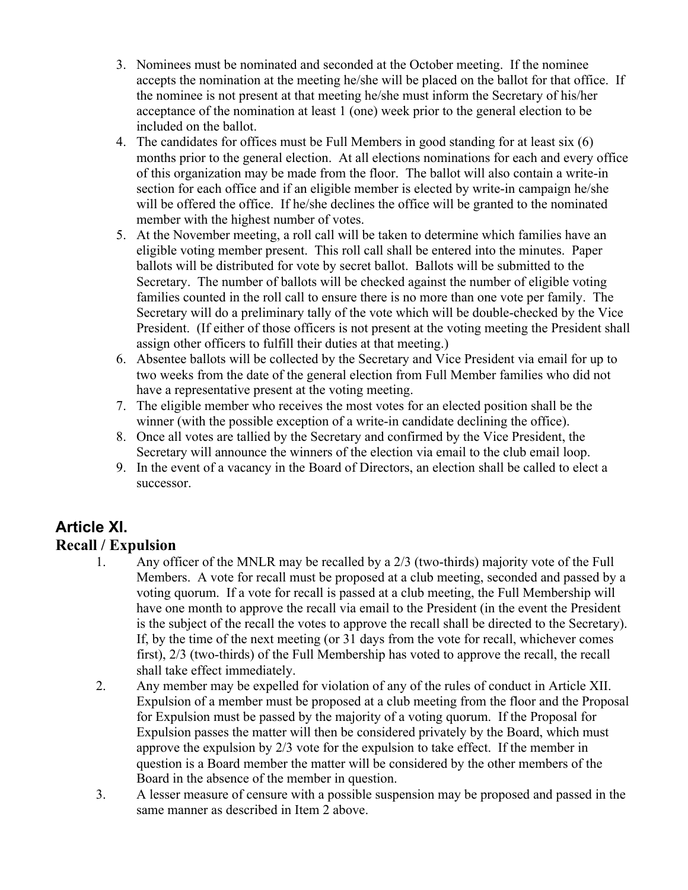3. Nominees must be nominated and seconded at the October meeting. If the nominee accepts the nomination at the meeting he/she will be placed on the ballot for that office. If the nominee is not present at that meeting he/she must inform the Secretary of his/her acceptance of the nomination at least 1 (one) week prior to the general election to be included on the ballot.
4. The candidates for offices must be Full Members in good standing for at least six (6) months prior to the general election. At all elections nominations for each and every office of this organization may be made from the floor. The ballot will also contain a write-in section for each office and if an eligible member is elected by write-in campaign he/she will be offered the office. If he/she declines the office will be granted to the nominated member with the highest number of votes.
5. At the November meeting, a roll call will be taken to determine which families have an eligible voting member present. This roll call shall be entered into the minutes. Paper ballots will be distributed for vote by secret ballot. Ballots will be submitted to the Secretary. The number of ballots will be checked against the number of eligible voting families counted in the roll call to ensure there is no more than one vote per family. The Secretary will do a preliminary tally of the vote which will be double-checked by the Vice President. (If either of those officers is not present at the voting meeting the President shall assign other officers to fulfill their duties at that meeting.)
6. Absentee ballots will be collected by the Secretary and Vice President via email for up to two weeks from the date of the general election from Full Member families who did not have a representative present at the voting meeting.
7. The eligible member who receives the most votes for an elected position shall be the winner (with the possible exception of a write-in candidate declining the office).
8. Once all votes are tallied by the Secretary and confirmed by the Vice President, the Secretary will announce the winners of the election via email to the club email loop.
9. In the event of a vacancy in the Board of Directors, an election shall be called to elect a successor.

## Article XI.

## Recall / Expulsion

1. Any officer of the MNLR may be recalled by a 2/3 (two-thirds) majority vote of the Full Members. A vote for recall must be proposed at a club meeting, seconded and passed by a voting quorum. If a vote for recall is passed at a club meeting, the Full Membership will have one month to approve the recall via email to the President (in the event the President is the subject of the recall the votes to approve the recall shall be directed to the Secretary). If, by the time of the next meeting (or 31 days from the vote for recall, whichever comes first), 2/3 (two-thirds) of the Full Membership has voted to approve the recall, the recall shall take effect immediately.
2. Any member may be expelled for violation of any of the rules of conduct in Article XII. Expulsion of a member must be proposed at a club meeting from the floor and the Proposal for Expulsion must be passed by the majority of a voting quorum. If the Proposal for Expulsion passes the matter will then be considered privately by the Board, which must approve the expulsion by 2/3 vote for the expulsion to take effect. If the member in question is a Board member the matter will be considered by the other members of the Board in the absence of the member in question.
3. A lesser measure of censure with a possible suspension may be proposed and passed in the same manner as described in Item 2 above.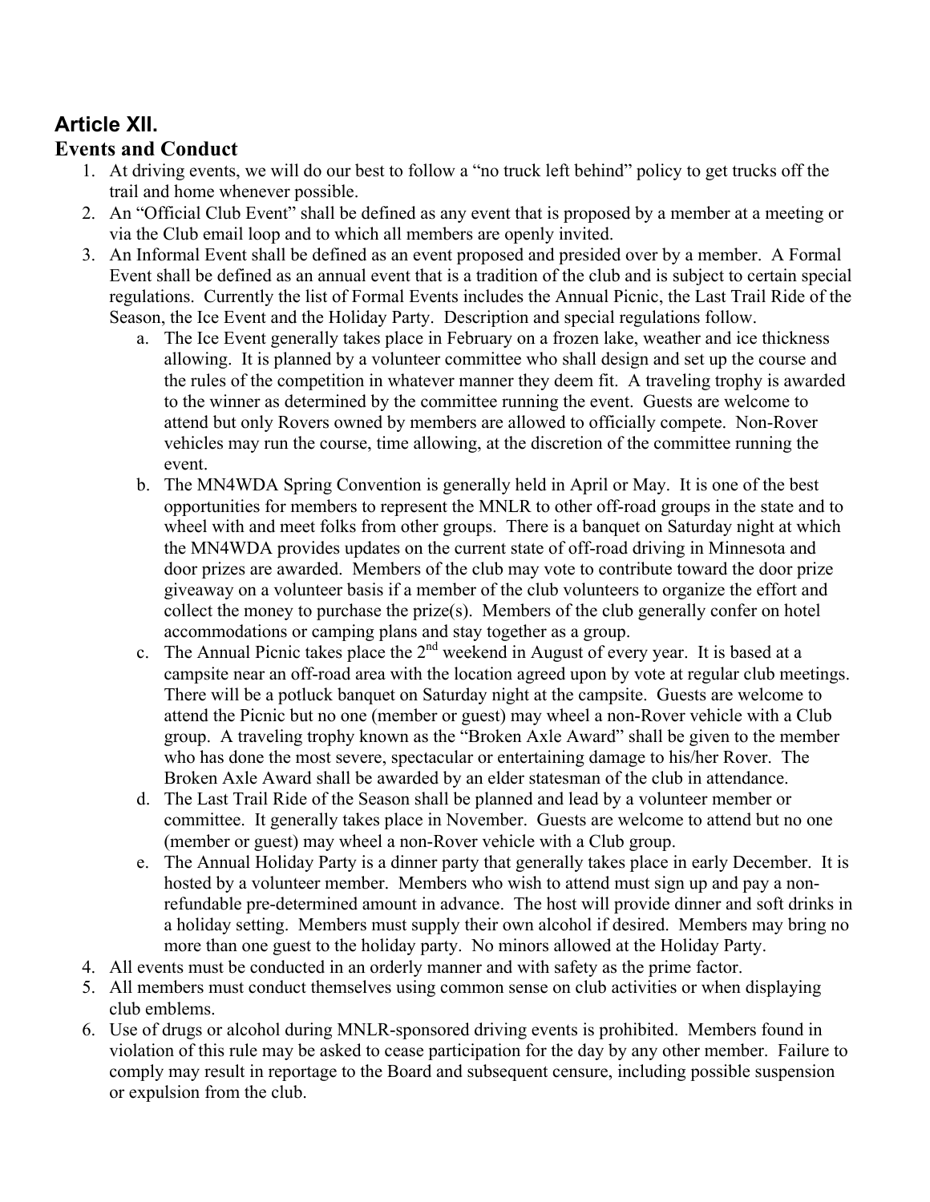## Article XII.

### Events and Conduct

1. At driving events, we will do our best to follow a "no truck left behind" policy to get trucks off the trail and home whenever possible.
2. An "Official Club Event" shall be defined as any event that is proposed by a member at a meeting or via the Club email loop and to which all members are openly invited.
3. An Informal Event shall be defined as an event proposed and presided over by a member. A Formal Event shall be defined as an annual event that is a tradition of the club and is subject to certain special regulations. Currently the list of Formal Events includes the Annual Picnic, the Last Trail Ride of the Season, the Ice Event and the Holiday Party. Description and special regulations follow.
    a. The Ice Event generally takes place in February on a frozen lake, weather and ice thickness allowing. It is planned by a volunteer committee who shall design and set up the course and the rules of the competition in whatever manner they deem fit. A traveling trophy is awarded to the winner as determined by the committee running the event. Guests are welcome to attend but only Rovers owned by members are allowed to officially compete. Non-Rover vehicles may run the course, time allowing, at the discretion of the committee running the event.
    b. The MN4WDA Spring Convention is generally held in April or May. It is one of the best opportunities for members to represent the MNLR to other off-road groups in the state and to wheel with and meet folks from other groups. There is a banquet on Saturday night at which the MN4WDA provides updates on the current state of off-road driving in Minnesota and door prizes are awarded. Members of the club may vote to contribute toward the door prize giveaway on a volunteer basis if a member of the club volunteers to organize the effort and collect the money to purchase the prize(s). Members of the club generally confer on hotel accommodations or camping plans and stay together as a group.
    c. The Annual Picnic takes place the 2nd weekend in August of every year. It is based at a campsite near an off-road area with the location agreed upon by vote at regular club meetings. There will be a potluck banquet on Saturday night at the campsite. Guests are welcome to attend the Picnic but no one (member or guest) may wheel a non-Rover vehicle with a Club group. A traveling trophy known as the "Broken Axle Award" shall be given to the member who has done the most severe, spectacular or entertaining damage to his/her Rover. The Broken Axle Award shall be awarded by an elder statesman of the club in attendance.
    d. The Last Trail Ride of the Season shall be planned and lead by a volunteer member or committee. It generally takes place in November. Guests are welcome to attend but no one (member or guest) may wheel a non-Rover vehicle with a Club group.
    e. The Annual Holiday Party is a dinner party that generally takes place in early December. It is hosted by a volunteer member. Members who wish to attend must sign up and pay a non-refundable pre-determined amount in advance. The host will provide dinner and soft drinks in a holiday setting. Members must supply their own alcohol if desired. Members may bring no more than one guest to the holiday party. No minors allowed at the Holiday Party.
4. All events must be conducted in an orderly manner and with safety as the prime factor.
5. All members must conduct themselves using common sense on club activities or when displaying club emblems.
6. Use of drugs or alcohol during MNLR-sponsored driving events is prohibited. Members found in violation of this rule may be asked to cease participation for the day by any other member. Failure to comply may result in reportage to the Board and subsequent censure, including possible suspension or expulsion from the club.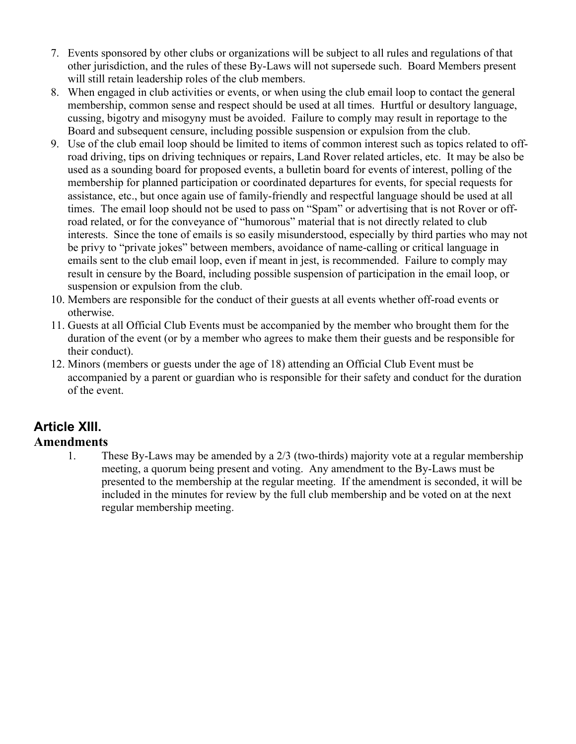7. Events sponsored by other clubs or organizations will be subject to all rules and regulations of that other jurisdiction, and the rules of these By-Laws will not supersede such. Board Members present will still retain leadership roles of the club members.
8. When engaged in club activities or events, or when using the club email loop to contact the general membership, common sense and respect should be used at all times. Hurtful or desultory language, cussing, bigotry and misogyny must be avoided. Failure to comply may result in reportage to the Board and subsequent censure, including possible suspension or expulsion from the club.
9. Use of the club email loop should be limited to items of common interest such as topics related to off-road driving, tips on driving techniques or repairs, Land Rover related articles, etc. It may be also be used as a sounding board for proposed events, a bulletin board for events of interest, polling of the membership for planned participation or coordinated departures for events, for special requests for assistance, etc., but once again use of family-friendly and respectful language should be used at all times. The email loop should not be used to pass on "Spam" or advertising that is not Rover or off-road related, or for the conveyance of "humorous" material that is not directly related to club interests. Since the tone of emails is so easily misunderstood, especially by third parties who may not be privy to "private jokes" between members, avoidance of name-calling or critical language in emails sent to the club email loop, even if meant in jest, is recommended. Failure to comply may result in censure by the Board, including possible suspension of participation in the email loop, or suspension or expulsion from the club.
10. Members are responsible for the conduct of their guests at all events whether off-road events or otherwise.
11. Guests at all Official Club Events must be accompanied by the member who brought them for the duration of the event (or by a member who agrees to make them their guests and be responsible for their conduct).
12. Minors (members or guests under the age of 18) attending an Official Club Event must be accompanied by a parent or guardian who is responsible for their safety and conduct for the duration of the event.

## Article XIII.

## Amendments

1. These By-Laws may be amended by a 2/3 (two-thirds) majority vote at a regular membership meeting, a quorum being present and voting. Any amendment to the By-Laws must be presented to the membership at the regular meeting. If the amendment is seconded, it will be included in the minutes for review by the full club membership and be voted on at the next regular membership meeting.